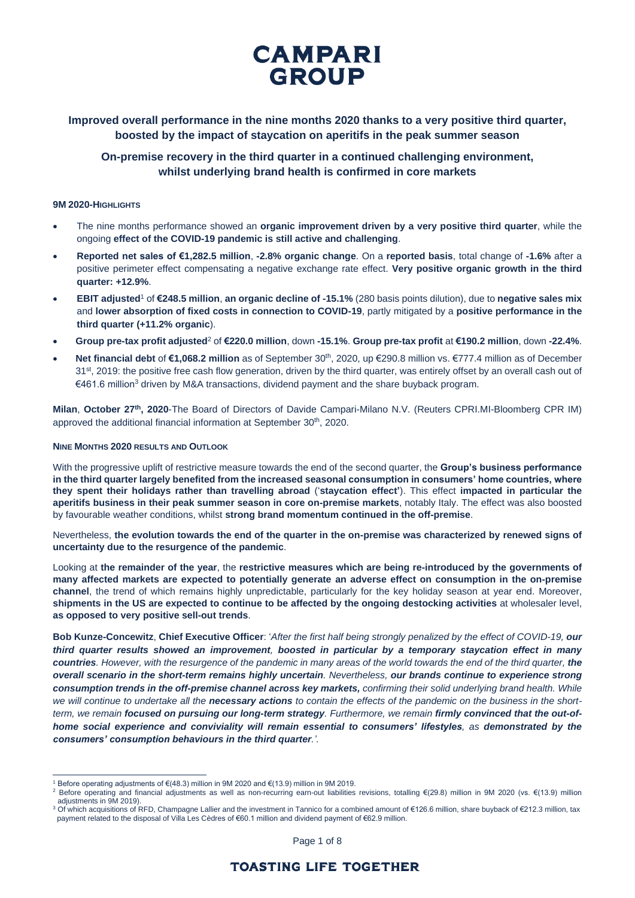# CAMPARI GROUP

**Improved overall performance in the nine months 2020 thanks to a very positive third quarter, boosted by the impact of staycation on aperitifs in the peak summer season**

**On-premise recovery in the third quarter in a continued challenging environment, whilst underlying brand health is confirmed in core markets**

### 9M 2020-HIGHLIGHTS

- The nine months performance showed an **organic improvement driven by a very positive third quarter**, while the ongoing **effect of the COVID-19 pandemic is still active and challenging**.
- **Reported net sales of €1,282.5 million**, **-2.8% organic change**. On a **reported basis**, total change of **-1.6%** after a positive perimeter effect compensating a negative exchange rate effect. **Very positive organic growth in the third quarter: +12.9%**.
- **EBIT adjusted**[1] of **€248.5 million**, **an organic decline of -15.1%** (280 basis points dilution), due to **negative sales mix** and **lower absorption of fixed costs in connection to COVID-19**, partly mitigated by a **positive performance in the third quarter (+11.2% organic)**.
- **Group pre-tax profit adjusted**[2] of **€220.0 million**, down **-15.1%**. **Group pre-tax profit** at **€190.2 million**, down **-22.4%**.
- **Net financial debt** of **€1,068.2 million** as of September 30th, 2020, up €290.8 million vs. €777.4 million as of December 31st, 2019: the positive free cash flow generation, driven by the third quarter, was entirely offset by an overall cash out of €461.6 million[3] driven by M&A transactions, dividend payment and the share buyback program.

**Milan**, **October 27th, 2020**-The Board of Directors of Davide Campari-Milano N.V. (Reuters CPRI.MI-Bloomberg CPR IM) approved the additional financial information at September 30th, 2020.

### NINE MONTHS 2020 RESULTS AND OUTLOOK

With the progressive uplift of restrictive measure towards the end of the second quarter, the **Group's business performance in the third quarter largely benefited from the increased seasonal consumption in consumers' home countries, where they spent their holidays rather than travelling abroad** ('**staycation effect'**). This effect **impacted in particular the aperitifs business in their peak summer season in core on-premise markets**, notably Italy. The effect was also boosted by favourable weather conditions, whilst **strong brand momentum continued in the off-premise**.

Nevertheless, **the evolution towards the end of the quarter in the on-premise was characterized by renewed signs of uncertainty due to the resurgence of the pandemic**.

Looking at **the remainder of the year**, the **restrictive measures which are being re-introduced by the governments of many affected markets are expected to potentially generate an adverse effect on consumption in the on-premise channel**, the trend of which remains highly unpredictable, particularly for the key holiday season at year end. Moreover, **shipments in the US are expected to continue to be affected by the ongoing destocking activities** at wholesaler level, **as opposed to very positive sell-out trends**.

**Bob Kunze-Concewitz**, **Chief Executive Officer**: '*After the first half being strongly penalized by the effect of COVID-19,* ***our third quarter results showed an improvement****,* ***boosted in particular by a temporary staycation effect in many countries****. However, with the resurgence of the pandemic in many areas of the world towards the end of the third quarter,* ***the overall scenario in the short-term remains highly uncertain****. Nevertheless,* ***our brands continue to experience strong consumption trends in the off-premise channel across key markets,*** *confirming their solid underlying brand health. While we will continue to undertake all the* ***necessary actions*** *to contain the effects of the pandemic on the business in the short-term, we remain* ***focused on pursuing our long-term strategy****. Furthermore, we remain* ***firmly convinced that the out-of-home social experience and conviviality will remain essential to consumers' lifestyles****, as* ***demonstrated by the consumers' consumption behaviours in the third quarter****.*'.

---

[1] Before operating adjustments of €(48.3) million in 9M 2020 and €(13.9) million in 9M 2019.

[2] Before operating and financial adjustments as well as non-recurring earn-out liabilities revisions, totalling €(29.8) million in 9M 2020 (vs. €(13.9) million adjustments in 9M 2019).

[3] Of which acquisitions of RFD, Champagne Lallier and the investment in Tannico for a combined amount of €126.6 million, share buyback of €212.3 million, tax payment related to the disposal of Villa Les Cèdres of €60.1 million and dividend payment of €62.9 million.

**TOASTING LIFE TOGETHER**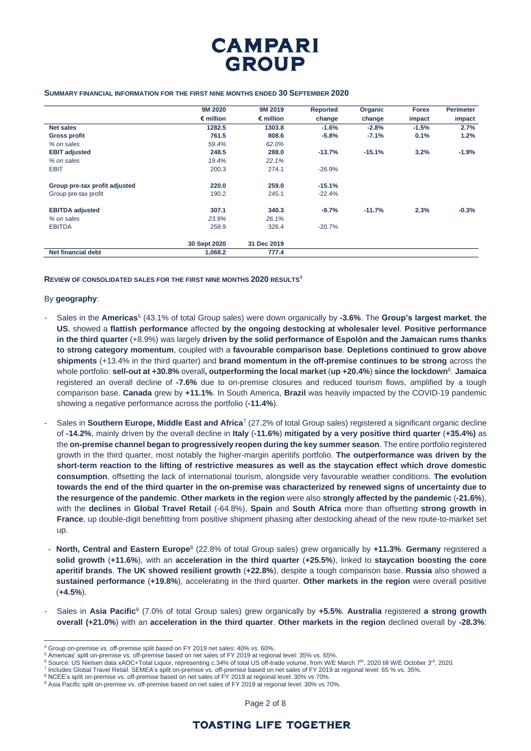**SUMMARY FINANCIAL INFORMATION FOR THE FIRST NINE MONTHS ENDED 30 SEPTEMBER 2020**

| | 9M 2020 | 9M 2019 | Reported | Organic | Forex | Perimeter |
|---|---|---|---|---|---|---|
| | € million | € million | change | change | impact | impact |
| **Net sales** | **1282.5** | **1303.8** | **-1.6%** | **-2.8%** | **-1.5%** | **2.7%** |
| **Gross profit** | **761.5** | **808.6** | **-5.8%** | **-7.1%** | **0.1%** | **1.2%** |
| *% on sales* | *59.4%* | *62.0%* | | | | |
| **EBIT adjusted** | **248.5** | **288.0** | **-13.7%** | **-15.1%** | **3.2%** | **-1.9%** |
| *% on sales* | *19.4%* | *22.1%* | | | | |
| EBIT | 200.3 | 274.1 | -26.9% | | | |
| **Group pre-tax profit adjusted** | **220.0** | **259.0** | **-15.1%** | | | |
| Group pre-tax profit | 190.2 | 245.1 | -22.4% | | | |
| **EBITDA adjusted** | **307.1** | **340.3** | **-9.7%** | **-11.7%** | **2.3%** | **-0.3%** |
| *% on sales* | *23.9%* | *26.1%* | | | | |
| EBITDA | 258.9 | 326.4 | -20.7% | | | |
| | **30 Sept 2020** | **31 Dec 2019** | | | | |
| **Net financial debt** | **1,068.2** | **777.4** | | | | |

**REVIEW OF CONSOLIDATED SALES FOR THE FIRST NINE MONTHS 2020 RESULTS**[4]

By **geography**:

- Sales in the **Americas**[5] (43.1% of total Group sales) were down organically by **-3.6%**. The **Group's largest market**, **the US**, showed a **flattish performance** affected **by the ongoing destocking at wholesaler level**. **Positive performance in the third quarter** (+8.9%) was largely **driven by the solid performance of Espolòn and the Jamaican rums thanks to strong category momentum**, coupled with a **favourable comparison base**. **Depletions continued to grow above shipments** (+13.4% in the third quarter) and **brand momentum in the off-premise continues to be strong** across the whole portfolio: **sell-out at +30.8%** overall**, outperforming the local market** (**up +20.4%**) **since the lockdown**[6]. **Jamaica** registered an overall decline of **-7.6%** due to on-premise closures and reduced tourism flows, amplified by a tough comparison base. **Canada** grew by **+11.1%**. In South America, **Brazil** was heavily impacted by the COVID-19 pandemic showing a negative performance across the portfolio (**-11.4%**).
- Sales in **Southern Europe, Middle East and Africa**[7] (27.2% of total Group sales) registered a significant organic decline of **-14.2%**, mainly driven by the overall decline in **Italy** (**-11.6%**) **mitigated by a very positive third quarter** (**+35.4%)** as the **on-premise channel began to progressively reopen during the key summer season**. The entire portfolio registered growth in the third quarter, most notably the higher-margin aperitifs portfolio. **The outperformance was driven by the short-term reaction to the lifting of restrictive measures as well as the staycation effect which drove domestic consumption**, offsetting the lack of international tourism, alongside very favourable weather conditions. **The evolution towards the end of the third quarter in the on-premise was characterized by renewed signs of uncertainty due to the resurgence of the pandemic**. **Other markets in the region** were also **strongly affected by the pandemic** (**-21.6%**), with the **declines** in **Global Travel Retail** (-64.8%), **Spain** and **South Africa** more than offsetting **strong growth in France**, up double-digit benefitting from positive shipment phasing after destocking ahead of the new route-to-market set up.
- **North, Central and Eastern Europe**[8] (22.8% of total Group sales) grew organically by **+11.3%**. **Germany** registered a **solid growth** (**+11.6%**), with an **acceleration in the third quarter** (**+25.5%**), linked to **staycation boosting the core aperitif brands**. **The UK showed resilient growth** (**+22.8%**), despite a tough comparison base. **Russia** also showed a **sustained performance** (**+19.8%**), accelerating in the third quarter. **Other markets in the region** were overall positive (**+4.5%**).
- Sales in **Asia Pacific**[9] (7.0% of total Group sales) grew organically by **+5.5%**. **Australia** registered **a strong growth overall (+21.0%**) with an **acceleration in the third quarter**. **Other markets in the region** declined overall by **-28.3%**:

---

[4] Group on-premise vs. off-premise split based on FY 2019 net sales: 40% vs. 60%.
[5] Americas' split on-premise vs. off-premise based on net sales of FY 2019 at regional level: 35% vs. 65%.
[6] Source: US Nielsen data xAOC+Total Liquor, representing c.34% of total US off-trade volume, from W/E March 7th, 2020 till W/E October 3rd, 2020.
[7] Includes Global Travel Retail. SEMEA's split on-premise vs. off-premise based on net sales of FY 2019 at regional level: 65 % vs. 35%.
[8] NCEE's split on-premise vs. off-premise based on net sales of FY 2019 at regional level: 30% vs 70%.
[9] Asia Pacific split on-premise vs. off-premise based on net sales of FY 2019 at regional level: 30% vs 70%.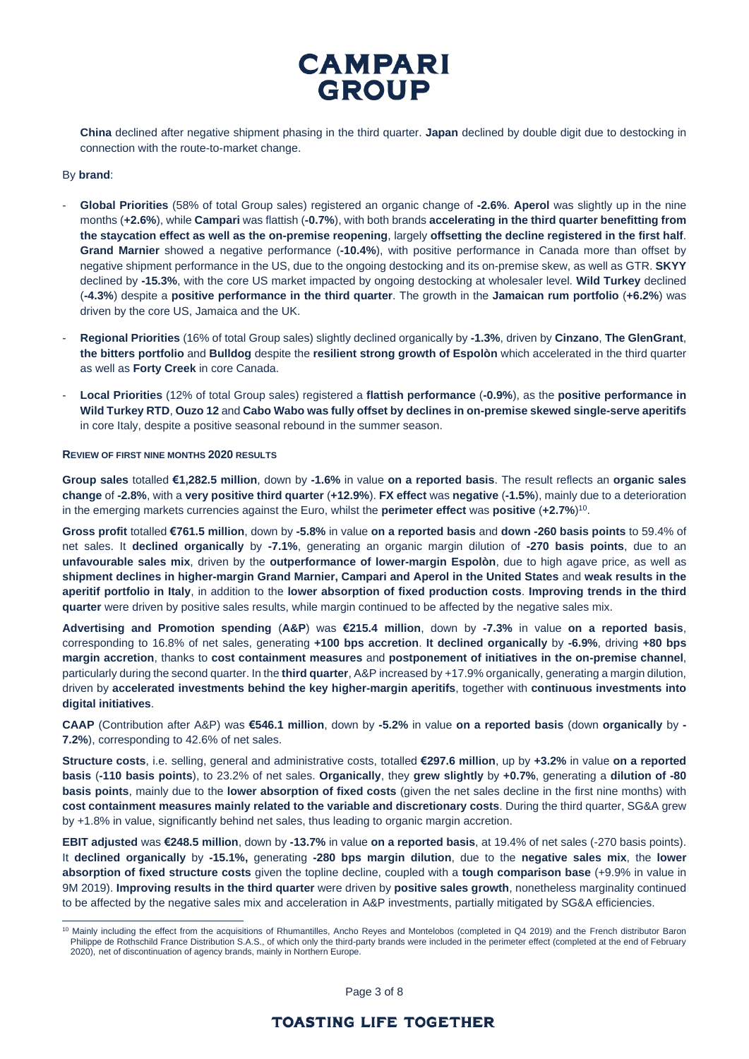**China** declined after negative shipment phasing in the third quarter. **Japan** declined by double digit due to destocking in connection with the route-to-market change.

By **brand**:

- **Global Priorities** (58% of total Group sales) registered an organic change of **-2.6%**. **Aperol** was slightly up in the nine months (**+2.6%**), while **Campari** was flattish (**-0.7%**), with both brands **accelerating in the third quarter benefitting from the staycation effect as well as the on-premise reopening**, largely **offsetting the decline registered in the first half**. **Grand Marnier** showed a negative performance (**-10.4%**), with positive performance in Canada more than offset by negative shipment performance in the US, due to the ongoing destocking and its on-premise skew, as well as GTR. **SKYY** declined by **-15.3%**, with the core US market impacted by ongoing destocking at wholesaler level. **Wild Turkey** declined (**-4.3%**) despite a **positive performance in the third quarter**. The growth in the **Jamaican rum portfolio** (**+6.2%**) was driven by the core US, Jamaica and the UK.
- **Regional Priorities** (16% of total Group sales) slightly declined organically by **-1.3%**, driven by **Cinzano**, **The GlenGrant**, **the bitters portfolio** and **Bulldog** despite the **resilient strong growth of Espolòn** which accelerated in the third quarter as well as **Forty Creek** in core Canada.
- **Local Priorities** (12% of total Group sales) registered a **flattish performance** (**-0.9%**), as the **positive performance in Wild Turkey RTD**, **Ouzo 12** and **Cabo Wabo was fully offset by declines in on-premise skewed single-serve aperitifs** in core Italy, despite a positive seasonal rebound in the summer season.

**REVIEW OF FIRST NINE MONTHS 2020 RESULTS**

**Group sales** totalled **€1,282.5 million**, down by **-1.6%** in value **on a reported basis**. The result reflects an **organic sales change** of **-2.8%**, with a **very positive third quarter** (**+12.9%**). **FX effect** was **negative** (**-1.5%**), mainly due to a deterioration in the emerging markets currencies against the Euro, whilst the **perimeter effect** was **positive** (**+2.7%**)[10].

**Gross profit** totalled **€761.5 million**, down by **-5.8%** in value **on a reported basis** and **down -260 basis points** to 59.4% of net sales. It **declined organically** by **-7.1%**, generating an organic margin dilution of **-270 basis points**, due to an **unfavourable sales mix**, driven by the **outperformance of lower-margin Espolòn**, due to high agave price, as well as **shipment declines in higher-margin Grand Marnier, Campari and Aperol in the United States** and **weak results in the aperitif portfolio in Italy**, in addition to the **lower absorption of fixed production costs**. **Improving trends in the third quarter** were driven by positive sales results, while margin continued to be affected by the negative sales mix.

**Advertising and Promotion spending** (**A&P**) was **€215.4 million**, down by **-7.3%** in value **on a reported basis**, corresponding to 16.8% of net sales, generating **+100 bps accretion**. **It declined organically** by **-6.9%**, driving **+80 bps margin accretion**, thanks to **cost containment measures** and **postponement of initiatives in the on-premise channel**, particularly during the second quarter. In the **third quarter**, A&P increased by +17.9% organically, generating a margin dilution, driven by **accelerated investments behind the key higher-margin aperitifs**, together with **continuous investments into digital initiatives**.

**CAAP** (Contribution after A&P) was **€546.1 million**, down by **-5.2%** in value **on a reported basis** (down **organically** by **-7.2%**), corresponding to 42.6% of net sales.

**Structure costs**, i.e. selling, general and administrative costs, totalled **€297.6 million**, up by **+3.2%** in value **on a reported basis** (**-110 basis points**), to 23.2% of net sales. **Organically**, they **grew slightly** by **+0.7%**, generating a **dilution of -80 basis points**, mainly due to the **lower absorption of fixed costs** (given the net sales decline in the first nine months) with **cost containment measures mainly related to the variable and discretionary costs**. During the third quarter, SG&A grew by +1.8% in value, significantly behind net sales, thus leading to organic margin accretion.

**EBIT adjusted** was **€248.5 million**, down by **-13.7%** in value **on a reported basis**, at 19.4% of net sales (-270 basis points). It **declined organically** by **-15.1%,** generating **-280 bps margin dilution**, due to the **negative sales mix**, the **lower absorption of fixed structure costs** given the topline decline, coupled with a **tough comparison base** (+9.9% in value in 9M 2019). **Improving results in the third quarter** were driven by **positive sales growth**, nonetheless marginality continued to be affected by the negative sales mix and acceleration in A&P investments, partially mitigated by SG&A efficiencies.

---

[10] Mainly including the effect from the acquisitions of Rhumantilles, Ancho Reyes and Montelobos (completed in Q4 2019) and the French distributor Baron Philippe de Rothschild France Distribution S.A.S., of which only the third-party brands were included in the perimeter effect (completed at the end of February 2020), net of discontinuation of agency brands, mainly in Northern Europe.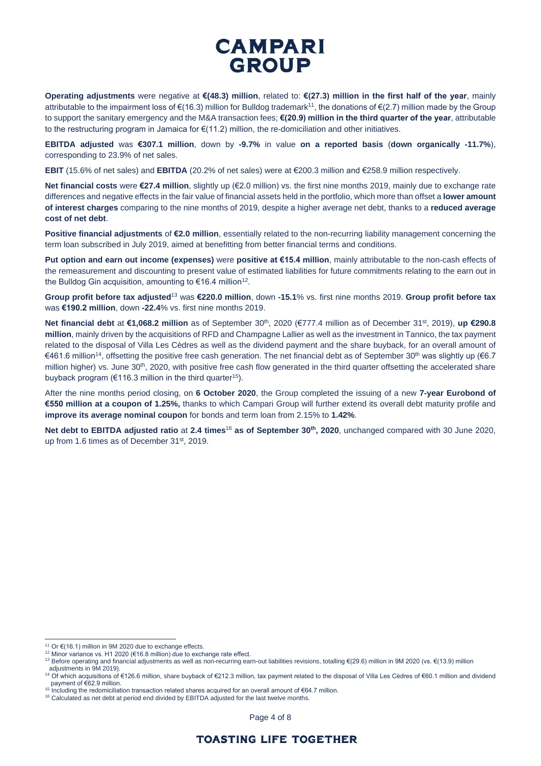**Operating adjustments** were negative at **€(48.3) million**, related to: **€(27.3) million in the first half of the year**, mainly attributable to the impairment loss of €(16.3) million for Bulldog trademark[11], the donations of €(2.7) million made by the Group to support the sanitary emergency and the M&A transaction fees; **€(20.9) million in the third quarter of the year**, attributable to the restructuring program in Jamaica for €(11.2) million, the re-domiciliation and other initiatives.

**EBITDA adjusted** was **€307.1 million**, down by **-9.7%** in value **on a reported basis** (**down organically -11.7%**), corresponding to 23.9% of net sales.

**EBIT** (15.6% of net sales) and **EBITDA** (20.2% of net sales) were at €200.3 million and €258.9 million respectively.

**Net financial costs** were **€27.4 million**, slightly up (€2.0 million) vs. the first nine months 2019, mainly due to exchange rate differences and negative effects in the fair value of financial assets held in the portfolio, which more than offset a **lower amount of interest charges** comparing to the nine months of 2019, despite a higher average net debt, thanks to a **reduced average cost of net debt**.

**Positive financial adjustments** of **€2.0 million**, essentially related to the non-recurring liability management concerning the term loan subscribed in July 2019, aimed at benefitting from better financial terms and conditions.

**Put option and earn out income (expenses)** were **positive at €15.4 million**, mainly attributable to the non-cash effects of the remeasurement and discounting to present value of estimated liabilities for future commitments relating to the earn out in the Bulldog Gin acquisition, amounting to €16.4 million[12].

**Group profit before tax adjusted**[13] was **€220.0 million**, down **-15.1**% vs. first nine months 2019. **Group profit before tax** was **€190.2 million**, down **-22.4**% vs. first nine months 2019.

**Net financial debt** at **€1,068.2 million** as of September 30th, 2020 (€777.4 million as of December 31st, 2019), **up €290.8 million**, mainly driven by the acquisitions of RFD and Champagne Lallier as well as the investment in Tannico, the tax payment related to the disposal of Villa Les Cèdres as well as the dividend payment and the share buyback, for an overall amount of €461.6 million[14], offsetting the positive free cash generation. The net financial debt as of September 30th was slightly up (€6.7 million higher) vs. June 30th, 2020, with positive free cash flow generated in the third quarter offsetting the accelerated share buyback program (€116.3 million in the third quarter[15]).

After the nine months period closing, on **6 October 2020**, the Group completed the issuing of a new **7-year Eurobond of €550 million at a coupon of 1.25%,** thanks to which Campari Group will further extend its overall debt maturity profile and **improve its average nominal coupon** for bonds and term loan from 2.15% to **1.42%**.

**Net debt to EBITDA adjusted ratio** at **2.4 times**[16] **as of September 30th, 2020**, unchanged compared with 30 June 2020, up from 1.6 times as of December 31st, 2019.

---

[11] Or €(16.1) million in 9M 2020 due to exchange effects.

[12] Minor variance vs. H1 2020 (€16.8 million) due to exchange rate effect.

[13] Before operating and financial adjustments as well as non-recurring earn-out liabilities revisions, totalling €(29.6) million in 9M 2020 (vs. €(13.9) million adjustments in 9M 2019).

[14] Of which acquisitions of €126.6 million, share buyback of €212.3 million, tax payment related to the disposal of Villa Les Cèdres of €60.1 million and dividend payment of €62.9 million.

[15] Including the redomiciliation transaction related shares acquired for an overall amount of €64.7 million.

[16] Calculated as net debt at period end divided by EBITDA adjusted for the last twelve months.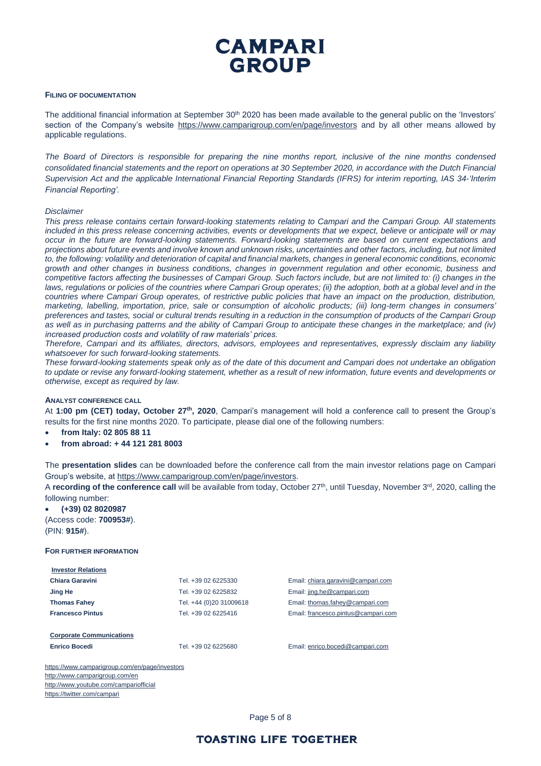## FILING OF DOCUMENTATION

The additional financial information at September 30th 2020 has been made available to the general public on the 'Investors' section of the Company's website https://www.camparigroup.com/en/page/investors and by all other means allowed by applicable regulations.

*The Board of Directors is responsible for preparing the nine months report, inclusive of the nine months condensed consolidated financial statements and the report on operations at 30 September 2020, in accordance with the Dutch Financial Supervision Act and the applicable International Financial Reporting Standards (IFRS) for interim reporting, IAS 34-'Interim Financial Reporting'.*

*Disclaimer*

*This press release contains certain forward-looking statements relating to Campari and the Campari Group. All statements included in this press release concerning activities, events or developments that we expect, believe or anticipate will or may occur in the future are forward-looking statements. Forward-looking statements are based on current expectations and projections about future events and involve known and unknown risks, uncertainties and other factors, including, but not limited to, the following: volatility and deterioration of capital and financial markets, changes in general economic conditions, economic growth and other changes in business conditions, changes in government regulation and other economic, business and competitive factors affecting the businesses of Campari Group. Such factors include, but are not limited to: (i) changes in the laws, regulations or policies of the countries where Campari Group operates; (ii) the adoption, both at a global level and in the countries where Campari Group operates, of restrictive public policies that have an impact on the production, distribution, marketing, labelling, importation, price, sale or consumption of alcoholic products; (iii) long-term changes in consumers' preferences and tastes, social or cultural trends resulting in a reduction in the consumption of products of the Campari Group as well as in purchasing patterns and the ability of Campari Group to anticipate these changes in the marketplace; and (iv) increased production costs and volatility of raw materials' prices.*

*Therefore, Campari and its affiliates, directors, advisors, employees and representatives, expressly disclaim any liability whatsoever for such forward-looking statements.*

*These forward-looking statements speak only as of the date of this document and Campari does not undertake an obligation to update or revise any forward-looking statement, whether as a result of new information, future events and developments or otherwise, except as required by law.*

## ANALYST CONFERENCE CALL

At **1:00 pm (CET) today, October 27th, 2020**, Campari's management will hold a conference call to present the Group's results for the first nine months 2020. To participate, please dial one of the following numbers:

- **from Italy: 02 805 88 11**
- **from abroad: + 44 121 281 8003**

The **presentation slides** can be downloaded before the conference call from the main investor relations page on Campari Group's website, at https://www.camparigroup.com/en/page/investors.

A **recording of the conference call** will be available from today, October 27th, until Tuesday, November 3rd, 2020, calling the following number:

- **(+39) 02 8020987**

(Access code: **700953#**).
(PIN: **915#**).

## FOR FURTHER INFORMATION

| **Investor Relations** | | |
|---|---|---|
| **Chiara Garavini** | Tel. +39 02 6225330 | Email: chiara.garavini@campari.com |
| **Jing He** | Tel. +39 02 6225832 | Email: jing.he@campari.com |
| **Thomas Fahey** | Tel. +44 (0)20 31009618 | Email: thomas.fahey@campari.com |
| **Francesco Pintus** | Tel. +39 02 6225416 | Email: francesco.pintus@campari.com |
| | | |
| **Corporate Communications** | | |
| **Enrico Bocedi** | Tel. +39 02 6225680 | Email: enrico.bocedi@campari.com |

https://www.camparigroup.com/en/page/investors
http://www.camparigroup.com/en
http://www.youtube.com/campariofficial
https://twitter.com/campari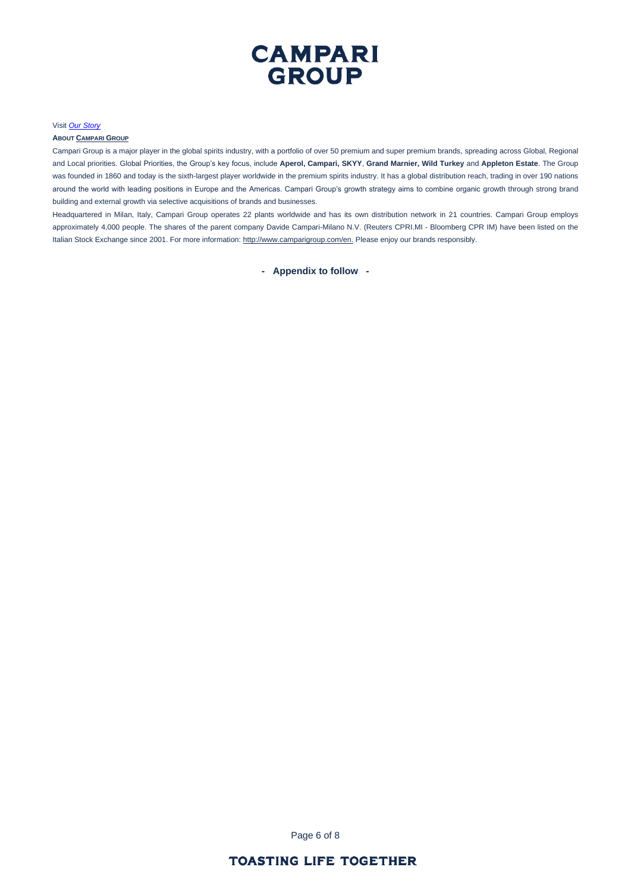Visit *Our Story*

**ABOUT CAMPARI GROUP**

Campari Group is a major player in the global spirits industry, with a portfolio of over 50 premium and super premium brands, spreading across Global, Regional and Local priorities. Global Priorities, the Group's key focus, include **Aperol, Campari, SKYY**, **Grand Marnier, Wild Turkey** and **Appleton Estate**. The Group was founded in 1860 and today is the sixth-largest player worldwide in the premium spirits industry. It has a global distribution reach, trading in over 190 nations around the world with leading positions in Europe and the Americas. Campari Group's growth strategy aims to combine organic growth through strong brand building and external growth via selective acquisitions of brands and businesses.

Headquartered in Milan, Italy, Campari Group operates 22 plants worldwide and has its own distribution network in 21 countries. Campari Group employs approximately 4,000 people. The shares of the parent company Davide Campari-Milano N.V. (Reuters CPRI.MI - Bloomberg CPR IM) have been listed on the Italian Stock Exchange since 2001. For more information: http://www.camparigroup.com/en. Please enjoy our brands responsibly.

**- Appendix to follow -**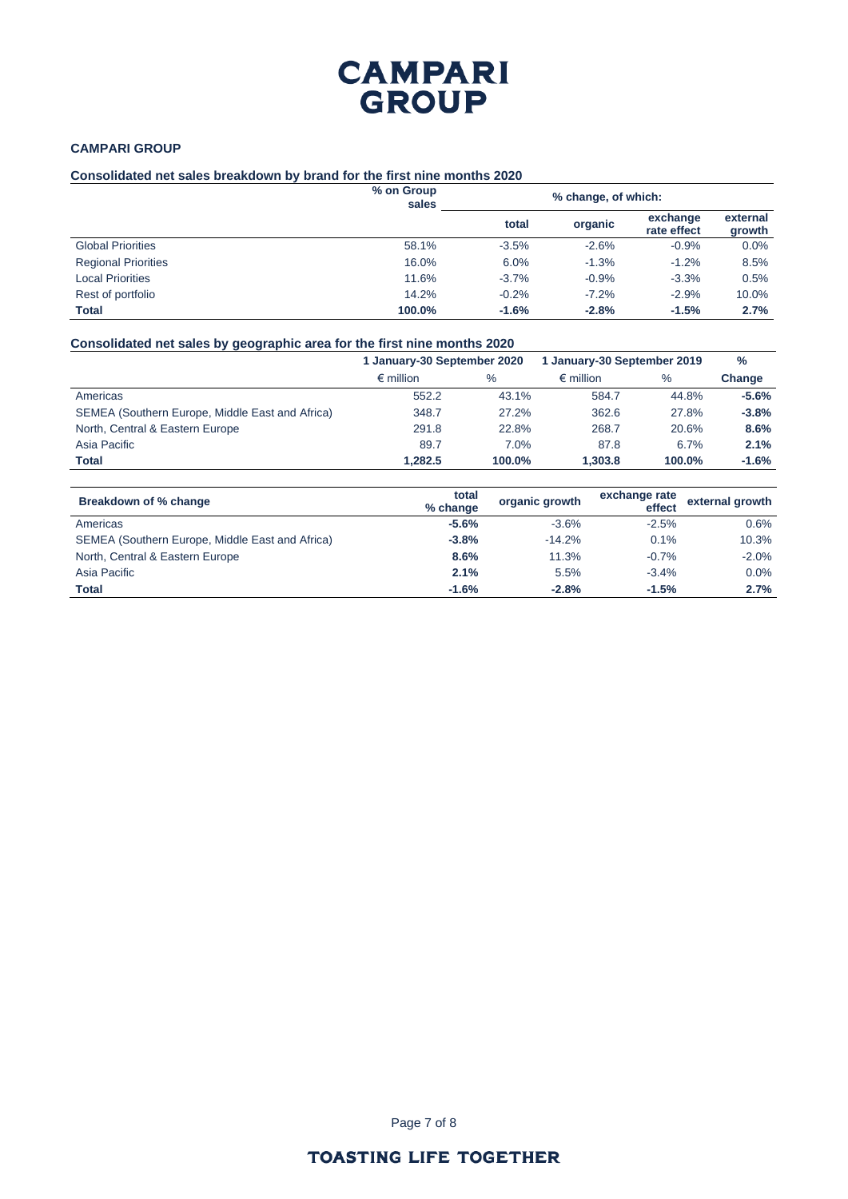**CAMPARI GROUP**

**Consolidated net sales breakdown by brand for the first nine months 2020**

| | % on Group sales | % change, of which: | | | |
|---|---|---|---|---|---|
| | | total | organic | exchange rate effect | external growth |
| Global Priorities | 58.1% | -3.5% | -2.6% | -0.9% | 0.0% |
| Regional Priorities | 16.0% | 6.0% | -1.3% | -1.2% | 8.5% |
| Local Priorities | 11.6% | -3.7% | -0.9% | -3.3% | 0.5% |
| Rest of portfolio | 14.2% | -0.2% | -7.2% | -2.9% | 10.0% |
| **Total** | **100.0%** | **-1.6%** | **-2.8%** | **-1.5%** | **2.7%** |

**Consolidated net sales by geographic area for the first nine months 2020**

| | 1 January-30 September 2020 | | 1 January-30 September 2019 | | % |
|---|---|---|---|---|---|
| | € million | % | € million | % | Change |
| Americas | 552.2 | 43.1% | 584.7 | 44.8% | **-5.6%** |
| SEMEA (Southern Europe, Middle East and Africa) | 348.7 | 27.2% | 362.6 | 27.8% | **-3.8%** |
| North, Central & Eastern Europe | 291.8 | 22.8% | 268.7 | 20.6% | **8.6%** |
| Asia Pacific | 89.7 | 7.0% | 87.8 | 6.7% | **2.1%** |
| **Total** | **1,282.5** | **100.0%** | **1,303.8** | **100.0%** | **-1.6%** |

| Breakdown of % change | total % change | organic growth | exchange rate effect | external growth |
|---|---|---|---|---|
| Americas | **-5.6%** | -3.6% | -2.5% | 0.6% |
| SEMEA (Southern Europe, Middle East and Africa) | **-3.8%** | -14.2% | 0.1% | 10.3% |
| North, Central & Eastern Europe | **8.6%** | 11.3% | -0.7% | -2.0% |
| Asia Pacific | **2.1%** | 5.5% | -3.4% | 0.0% |
| **Total** | **-1.6%** | **-2.8%** | **-1.5%** | **2.7%** |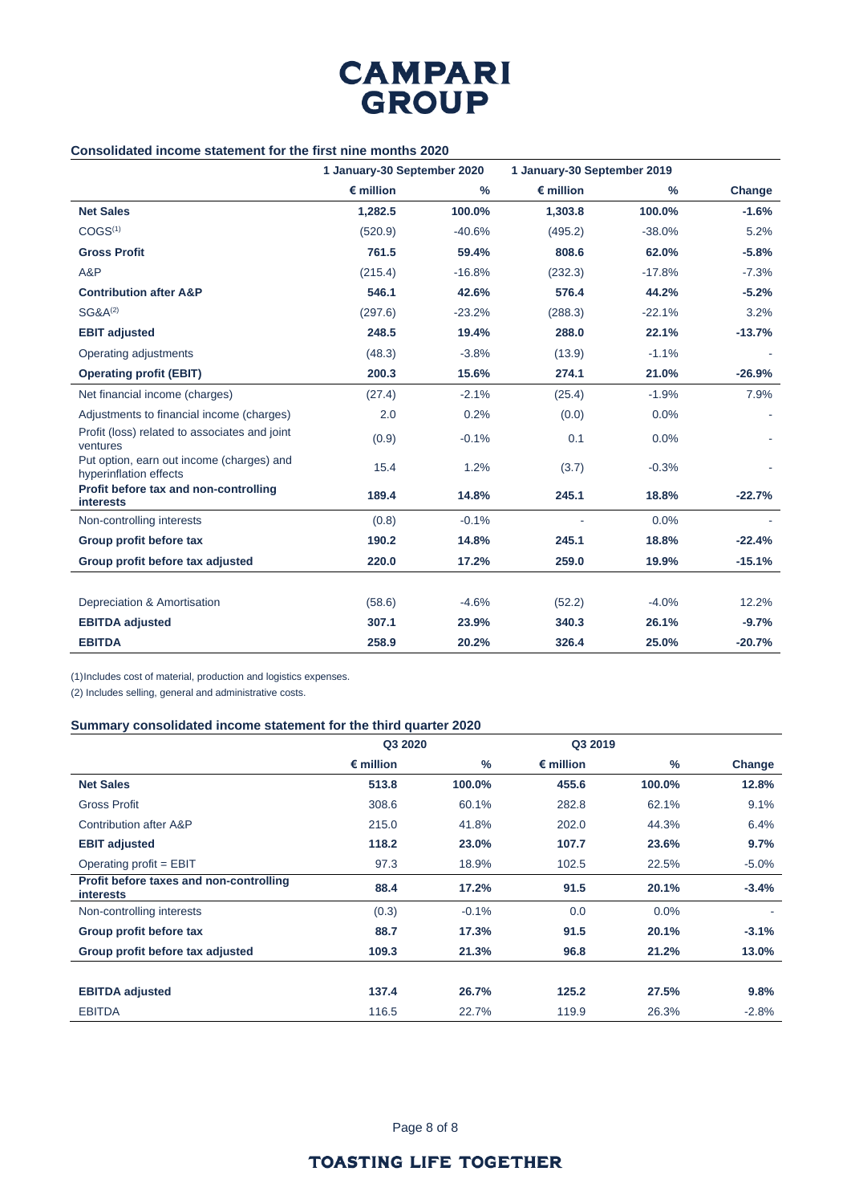#### Consolidated income statement for the first nine months 2020

| | 1 January-30 September 2020 | | 1 January-30 September 2019 | | |
|---|---|---|---|---|---|
| | € million | % | € million | % | Change |
| **Net Sales** | **1,282.5** | **100.0%** | **1,303.8** | **100.0%** | **-1.6%** |
| COGS[(1)] | (520.9) | -40.6% | (495.2) | -38.0% | 5.2% |
| **Gross Profit** | **761.5** | **59.4%** | **808.6** | **62.0%** | **-5.8%** |
| A&P | (215.4) | -16.8% | (232.3) | -17.8% | -7.3% |
| **Contribution after A&P** | **546.1** | **42.6%** | **576.4** | **44.2%** | **-5.2%** |
| SG&A[(2)] | (297.6) | -23.2% | (288.3) | -22.1% | 3.2% |
| **EBIT adjusted** | **248.5** | **19.4%** | **288.0** | **22.1%** | **-13.7%** |
| Operating adjustments | (48.3) | -3.8% | (13.9) | -1.1% | - |
| **Operating profit (EBIT)** | **200.3** | **15.6%** | **274.1** | **21.0%** | **-26.9%** |
| Net financial income (charges) | (27.4) | -2.1% | (25.4) | -1.9% | 7.9% |
| Adjustments to financial income (charges) | 2.0 | 0.2% | (0.0) | 0.0% | - |
| Profit (loss) related to associates and joint ventures | (0.9) | -0.1% | 0.1 | 0.0% | - |
| Put option, earn out income (charges) and hyperinflation effects | 15.4 | 1.2% | (3.7) | -0.3% | - |
| **Profit before tax and non-controlling interests** | **189.4** | **14.8%** | **245.1** | **18.8%** | **-22.7%** |
| Non-controlling interests | (0.8) | -0.1% | - | 0.0% | - |
| **Group profit before tax** | **190.2** | **14.8%** | **245.1** | **18.8%** | **-22.4%** |
| **Group profit before tax adjusted** | **220.0** | **17.2%** | **259.0** | **19.9%** | **-15.1%** |
| | | | | | |
| Depreciation & Amortisation | (58.6) | -4.6% | (52.2) | -4.0% | 12.2% |
| **EBITDA adjusted** | **307.1** | **23.9%** | **340.3** | **26.1%** | **-9.7%** |
| **EBITDA** | **258.9** | **20.2%** | **326.4** | **25.0%** | **-20.7%** |

(1)Includes cost of material, production and logistics expenses.

(2) Includes selling, general and administrative costs.

#### Summary consolidated income statement for the third quarter 2020

| | Q3 2020 | | Q3 2019 | | |
|---|---|---|---|---|---|
| | € million | % | € million | % | Change |
| **Net Sales** | **513.8** | **100.0%** | **455.6** | **100.0%** | **12.8%** |
| Gross Profit | 308.6 | 60.1% | 282.8 | 62.1% | 9.1% |
| Contribution after A&P | 215.0 | 41.8% | 202.0 | 44.3% | 6.4% |
| **EBIT adjusted** | **118.2** | **23.0%** | **107.7** | **23.6%** | **9.7%** |
| Operating profit = EBIT | 97.3 | 18.9% | 102.5 | 22.5% | -5.0% |
| **Profit before taxes and non-controlling interests** | **88.4** | **17.2%** | **91.5** | **20.1%** | **-3.4%** |
| Non-controlling interests | (0.3) | -0.1% | 0.0 | 0.0% | - |
| **Group profit before tax** | **88.7** | **17.3%** | **91.5** | **20.1%** | **-3.1%** |
| **Group profit before tax adjusted** | **109.3** | **21.3%** | **96.8** | **21.2%** | **13.0%** |
| | | | | | |
| **EBITDA adjusted** | **137.4** | **26.7%** | **125.2** | **27.5%** | **9.8%** |
| EBITDA | 116.5 | 22.7% | 119.9 | 26.3% | -2.8% |